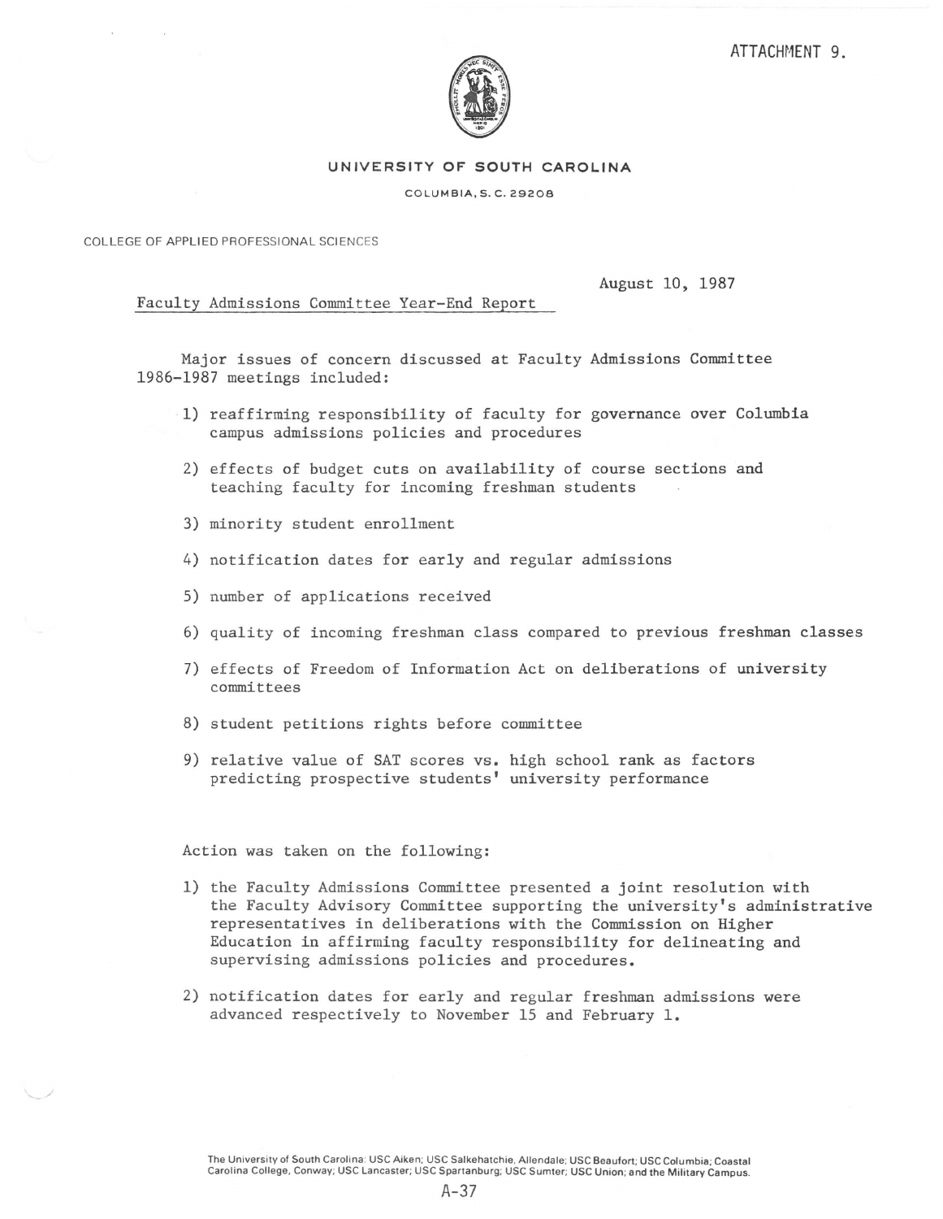ATTACHMENT 9.

**UNIVERSITY OF SOUTH CAROLINA**

COLUMBIA, S. C. 29208

COLLEGE OF APPLIED PROFESSIONAL SCIENCES

August 10, 1987

Faculty Admissions Committee Year-End Report

Major issues of concern discussed at Faculty Admissions Committee 1986-1987 meetings included:

1) reaffirming responsibility of faculty for governance over Columbia campus admissions policies and procedures
2) effects of budget cuts on availability of course sections and teaching faculty for incoming freshman students
3) minority student enrollment
4) notification dates for early and regular admissions
5) number of applications received
6) quality of incoming freshman class compared to previous freshman classes
7) effects of Freedom of Information Act on deliberations of university committees
8) student petitions rights before committee
9) relative value of SAT scores vs. high school rank as factors predicting prospective students' university performance

Action was taken on the following:

1) the Faculty Admissions Committee presented a joint resolution with the Faculty Advisory Committee supporting the university's administrative representatives in deliberations with the Commission on Higher Education in affirming faculty responsibility for delineating and supervising admissions policies and procedures.
2) notification dates for early and regular freshman admissions were advanced respectively to November 15 and February 1.

The University of South Carolina: USC Aiken; USC Salkehatchie, Allendale; USC Beaufort; USC Columbia; Coastal Carolina College, Conway; USC Lancaster; USC Spartanburg; USC Sumter; USC Union; and the Military Campus.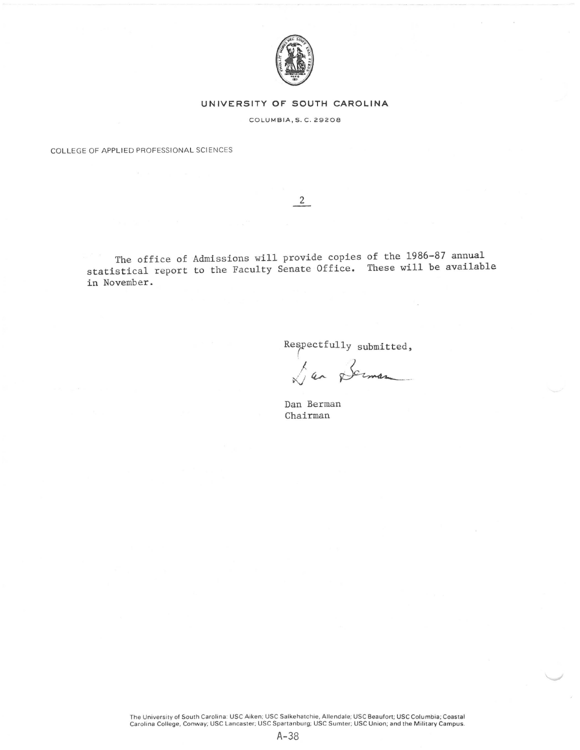**UNIVERSITY OF SOUTH CAROLINA**

COLUMBIA, S. C. 29208

COLLEGE OF APPLIED PROFESSIONAL SCIENCES

The office of Admissions will provide copies of the 1986-87 annual statistical report to the Faculty Senate Office. These will be available in November.

Respectfully submitted,

Dan Berman
Chairman

The University of South Carolina: USC Aiken; USC Salkehatchie, Allendale; USC Beaufort; USC Columbia; Coastal Carolina College, Conway; USC Lancaster; USC Spartanburg; USC Sumter; USC Union; and the Military Campus.